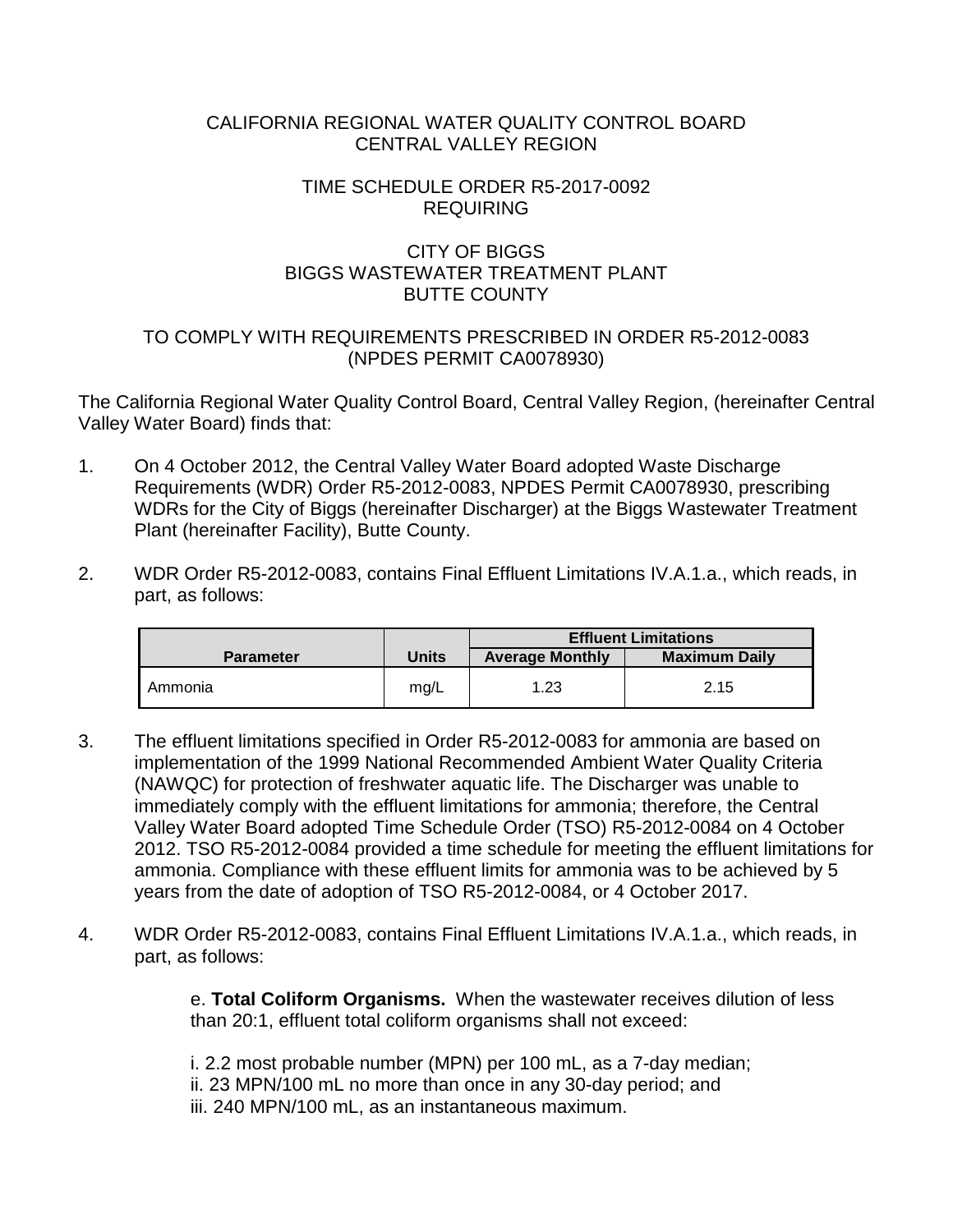CALIFORNIA REGIONAL WATER QUALITY CONTROL BOARD
CENTRAL VALLEY REGION

TIME SCHEDULE ORDER R5-2017-0092
REQUIRING

CITY OF BIGGS
BIGGS WASTEWATER TREATMENT PLANT
BUTTE COUNTY

TO COMPLY WITH REQUIREMENTS PRESCRIBED IN ORDER R5-2012-0083
(NPDES PERMIT CA0078930)

The California Regional Water Quality Control Board, Central Valley Region, (hereinafter Central Valley Water Board) finds that:

1. On 4 October 2012, the Central Valley Water Board adopted Waste Discharge Requirements (WDR) Order R5-2012-0083, NPDES Permit CA0078930, prescribing WDRs for the City of Biggs (hereinafter Discharger) at the Biggs Wastewater Treatment Plant (hereinafter Facility), Butte County.

2. WDR Order R5-2012-0083, contains Final Effluent Limitations IV.A.1.a., which reads, in part, as follows:

| Parameter | Units | Effluent Limitations | |
|---|---|---|---|
| | | Average Monthly | Maximum Daily |
| Ammonia | mg/L | 1.23 | 2.15 |

3. The effluent limitations specified in Order R5-2012-0083 for ammonia are based on implementation of the 1999 National Recommended Ambient Water Quality Criteria (NAWQC) for protection of freshwater aquatic life. The Discharger was unable to immediately comply with the effluent limitations for ammonia; therefore, the Central Valley Water Board adopted Time Schedule Order (TSO) R5-2012-0084 on 4 October 2012. TSO R5-2012-0084 provided a time schedule for meeting the effluent limitations for ammonia. Compliance with these effluent limits for ammonia was to be achieved by 5 years from the date of adoption of TSO R5-2012-0084, or 4 October 2017.

4. WDR Order R5-2012-0083, contains Final Effluent Limitations IV.A.1.a., which reads, in part, as follows:

   e. **Total Coliform Organisms.** When the wastewater receives dilution of less than 20:1, effluent total coliform organisms shall not exceed:

   i. 2.2 most probable number (MPN) per 100 mL, as a 7-day median;
   ii. 23 MPN/100 mL no more than once in any 30-day period; and
   iii. 240 MPN/100 mL, as an instantaneous maximum.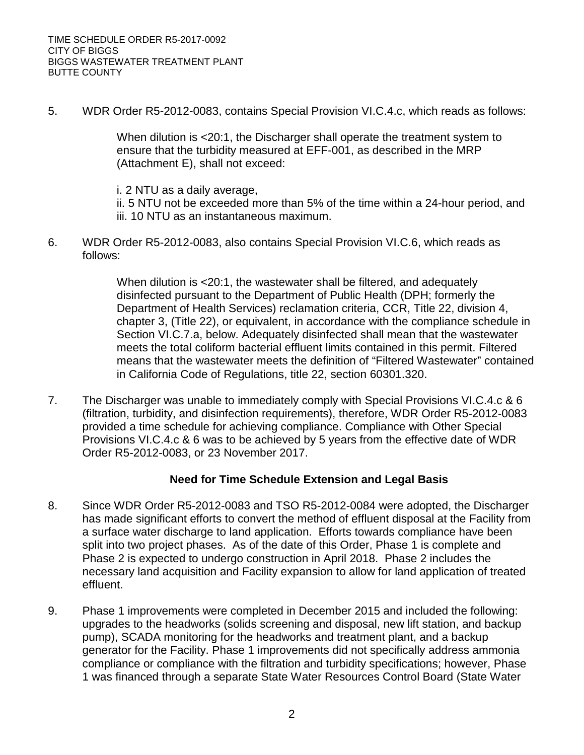5. WDR Order R5-2012-0083, contains Special Provision VI.C.4.c, which reads as follows:

   When dilution is <20:1, the Discharger shall operate the treatment system to ensure that the turbidity measured at EFF-001, as described in the MRP (Attachment E), shall not exceed:

   i. 2 NTU as a daily average,
   ii. 5 NTU not be exceeded more than 5% of the time within a 24-hour period, and
   iii. 10 NTU as an instantaneous maximum.

6. WDR Order R5-2012-0083, also contains Special Provision VI.C.6, which reads as follows:

   When dilution is <20:1, the wastewater shall be filtered, and adequately disinfected pursuant to the Department of Public Health (DPH; formerly the Department of Health Services) reclamation criteria, CCR, Title 22, division 4, chapter 3, (Title 22), or equivalent, in accordance with the compliance schedule in Section VI.C.7.a, below. Adequately disinfected shall mean that the wastewater meets the total coliform bacterial effluent limits contained in this permit. Filtered means that the wastewater meets the definition of "Filtered Wastewater" contained in California Code of Regulations, title 22, section 60301.320.

7. The Discharger was unable to immediately comply with Special Provisions VI.C.4.c & 6 (filtration, turbidity, and disinfection requirements), therefore, WDR Order R5-2012-0083 provided a time schedule for achieving compliance. Compliance with Other Special Provisions VI.C.4.c & 6 was to be achieved by 5 years from the effective date of WDR Order R5-2012-0083, or 23 November 2017.

## Need for Time Schedule Extension and Legal Basis

8. Since WDR Order R5-2012-0083 and TSO R5-2012-0084 were adopted, the Discharger has made significant efforts to convert the method of effluent disposal at the Facility from a surface water discharge to land application. Efforts towards compliance have been split into two project phases. As of the date of this Order, Phase 1 is complete and Phase 2 is expected to undergo construction in April 2018. Phase 2 includes the necessary land acquisition and Facility expansion to allow for land application of treated effluent.

9. Phase 1 improvements were completed in December 2015 and included the following: upgrades to the headworks (solids screening and disposal, new lift station, and backup pump), SCADA monitoring for the headworks and treatment plant, and a backup generator for the Facility. Phase 1 improvements did not specifically address ammonia compliance or compliance with the filtration and turbidity specifications; however, Phase 1 was financed through a separate State Water Resources Control Board (State Water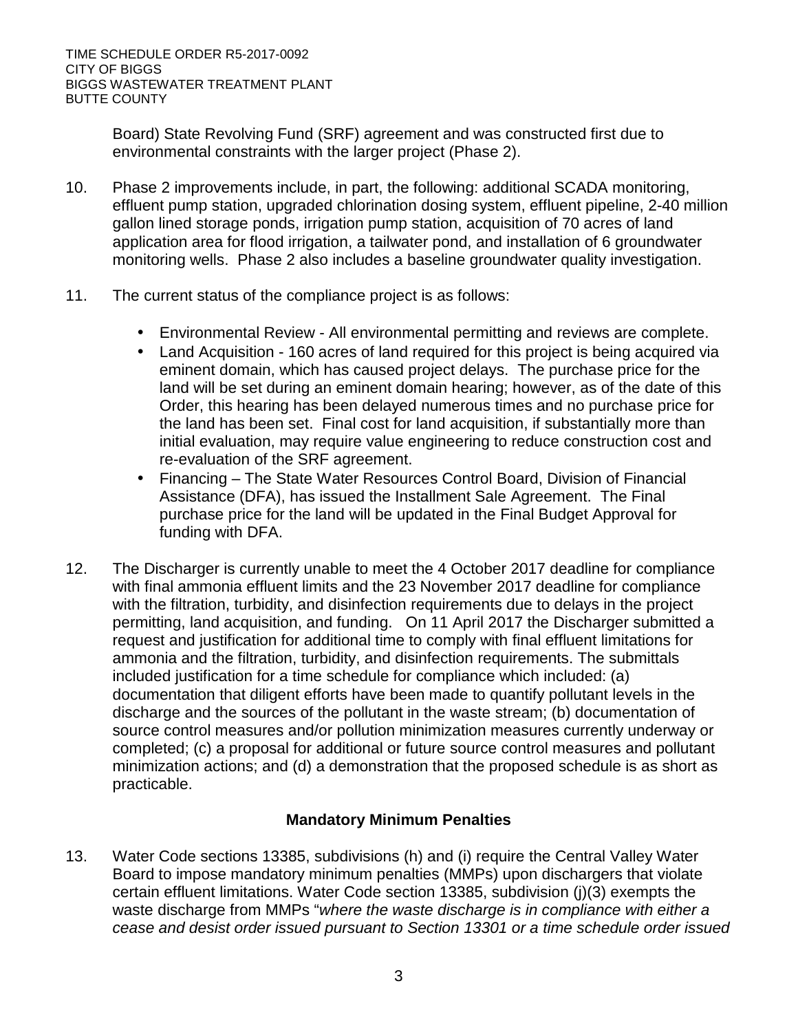Board) State Revolving Fund (SRF) agreement and was constructed first due to environmental constraints with the larger project (Phase 2).

10. Phase 2 improvements include, in part, the following: additional SCADA monitoring, effluent pump station, upgraded chlorination dosing system, effluent pipeline, 2-40 million gallon lined storage ponds, irrigation pump station, acquisition of 70 acres of land application area for flood irrigation, a tailwater pond, and installation of 6 groundwater monitoring wells. Phase 2 also includes a baseline groundwater quality investigation.

11. The current status of the compliance project is as follows:

    - Environmental Review - All environmental permitting and reviews are complete.
    - Land Acquisition - 160 acres of land required for this project is being acquired via eminent domain, which has caused project delays. The purchase price for the land will be set during an eminent domain hearing; however, as of the date of this Order, this hearing has been delayed numerous times and no purchase price for the land has been set. Final cost for land acquisition, if substantially more than initial evaluation, may require value engineering to reduce construction cost and re-evaluation of the SRF agreement.
    - Financing – The State Water Resources Control Board, Division of Financial Assistance (DFA), has issued the Installment Sale Agreement. The Final purchase price for the land will be updated in the Final Budget Approval for funding with DFA.

12. The Discharger is currently unable to meet the 4 October 2017 deadline for compliance with final ammonia effluent limits and the 23 November 2017 deadline for compliance with the filtration, turbidity, and disinfection requirements due to delays in the project permitting, land acquisition, and funding. On 11 April 2017 the Discharger submitted a request and justification for additional time to comply with final effluent limitations for ammonia and the filtration, turbidity, and disinfection requirements. The submittals included justification for a time schedule for compliance which included: (a) documentation that diligent efforts have been made to quantify pollutant levels in the discharge and the sources of the pollutant in the waste stream; (b) documentation of source control measures and/or pollution minimization measures currently underway or completed; (c) a proposal for additional or future source control measures and pollutant minimization actions; and (d) a demonstration that the proposed schedule is as short as practicable.

**Mandatory Minimum Penalties**

13. Water Code sections 13385, subdivisions (h) and (i) require the Central Valley Water Board to impose mandatory minimum penalties (MMPs) upon dischargers that violate certain effluent limitations. Water Code section 13385, subdivision (j)(3) exempts the waste discharge from MMPs "*where the waste discharge is in compliance with either a cease and desist order issued pursuant to Section 13301 or a time schedule order issued*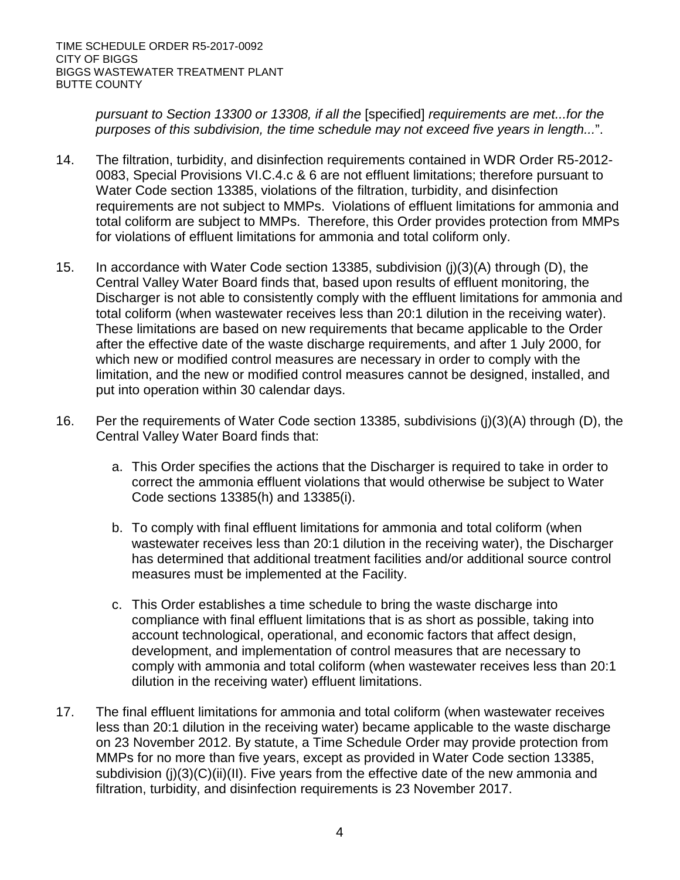*pursuant to Section 13300 or 13308, if all the* [specified] *requirements are met...for the purposes of this subdivision, the time schedule may not exceed five years in length...*".

14. The filtration, turbidity, and disinfection requirements contained in WDR Order R5-2012-0083, Special Provisions VI.C.4.c & 6 are not effluent limitations; therefore pursuant to Water Code section 13385, violations of the filtration, turbidity, and disinfection requirements are not subject to MMPs. Violations of effluent limitations for ammonia and total coliform are subject to MMPs. Therefore, this Order provides protection from MMPs for violations of effluent limitations for ammonia and total coliform only.

15. In accordance with Water Code section 13385, subdivision (j)(3)(A) through (D), the Central Valley Water Board finds that, based upon results of effluent monitoring, the Discharger is not able to consistently comply with the effluent limitations for ammonia and total coliform (when wastewater receives less than 20:1 dilution in the receiving water). These limitations are based on new requirements that became applicable to the Order after the effective date of the waste discharge requirements, and after 1 July 2000, for which new or modified control measures are necessary in order to comply with the limitation, and the new or modified control measures cannot be designed, installed, and put into operation within 30 calendar days.

16. Per the requirements of Water Code section 13385, subdivisions (j)(3)(A) through (D), the Central Valley Water Board finds that:

    a. This Order specifies the actions that the Discharger is required to take in order to correct the ammonia effluent violations that would otherwise be subject to Water Code sections 13385(h) and 13385(i).

    b. To comply with final effluent limitations for ammonia and total coliform (when wastewater receives less than 20:1 dilution in the receiving water), the Discharger has determined that additional treatment facilities and/or additional source control measures must be implemented at the Facility.

    c. This Order establishes a time schedule to bring the waste discharge into compliance with final effluent limitations that is as short as possible, taking into account technological, operational, and economic factors that affect design, development, and implementation of control measures that are necessary to comply with ammonia and total coliform (when wastewater receives less than 20:1 dilution in the receiving water) effluent limitations.

17. The final effluent limitations for ammonia and total coliform (when wastewater receives less than 20:1 dilution in the receiving water) became applicable to the waste discharge on 23 November 2012. By statute, a Time Schedule Order may provide protection from MMPs for no more than five years, except as provided in Water Code section 13385, subdivision (j)(3)(C)(ii)(II). Five years from the effective date of the new ammonia and filtration, turbidity, and disinfection requirements is 23 November 2017.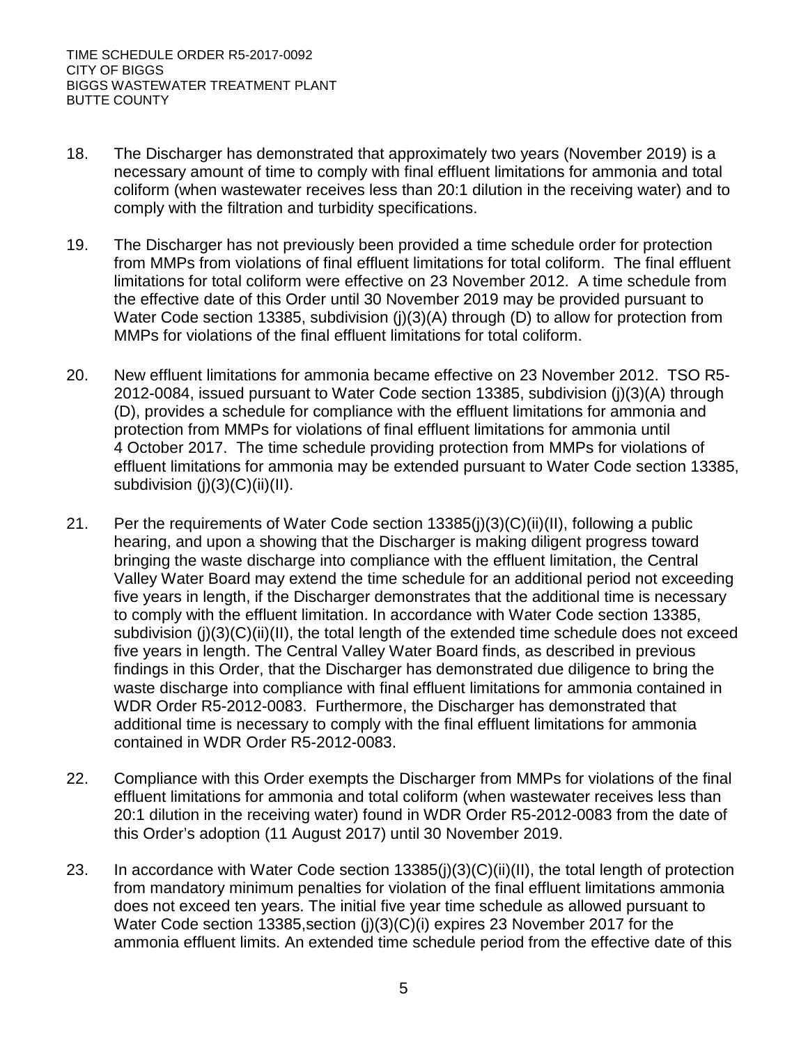18. The Discharger has demonstrated that approximately two years (November 2019) is a necessary amount of time to comply with final effluent limitations for ammonia and total coliform (when wastewater receives less than 20:1 dilution in the receiving water) and to comply with the filtration and turbidity specifications.

19. The Discharger has not previously been provided a time schedule order for protection from MMPs from violations of final effluent limitations for total coliform. The final effluent limitations for total coliform were effective on 23 November 2012. A time schedule from the effective date of this Order until 30 November 2019 may be provided pursuant to Water Code section 13385, subdivision (j)(3)(A) through (D) to allow for protection from MMPs for violations of the final effluent limitations for total coliform.

20. New effluent limitations for ammonia became effective on 23 November 2012. TSO R5-2012-0084, issued pursuant to Water Code section 13385, subdivision (j)(3)(A) through (D), provides a schedule for compliance with the effluent limitations for ammonia and protection from MMPs for violations of final effluent limitations for ammonia until 4 October 2017. The time schedule providing protection from MMPs for violations of effluent limitations for ammonia may be extended pursuant to Water Code section 13385, subdivision (j)(3)(C)(ii)(II).

21. Per the requirements of Water Code section 13385(j)(3)(C)(ii)(II), following a public hearing, and upon a showing that the Discharger is making diligent progress toward bringing the waste discharge into compliance with the effluent limitation, the Central Valley Water Board may extend the time schedule for an additional period not exceeding five years in length, if the Discharger demonstrates that the additional time is necessary to comply with the effluent limitation. In accordance with Water Code section 13385, subdivision (j)(3)(C)(ii)(II), the total length of the extended time schedule does not exceed five years in length. The Central Valley Water Board finds, as described in previous findings in this Order, that the Discharger has demonstrated due diligence to bring the waste discharge into compliance with final effluent limitations for ammonia contained in WDR Order R5-2012-0083. Furthermore, the Discharger has demonstrated that additional time is necessary to comply with the final effluent limitations for ammonia contained in WDR Order R5-2012-0083.

22. Compliance with this Order exempts the Discharger from MMPs for violations of the final effluent limitations for ammonia and total coliform (when wastewater receives less than 20:1 dilution in the receiving water) found in WDR Order R5-2012-0083 from the date of this Order's adoption (11 August 2017) until 30 November 2019.

23. In accordance with Water Code section 13385(j)(3)(C)(ii)(II), the total length of protection from mandatory minimum penalties for violation of the final effluent limitations ammonia does not exceed ten years. The initial five year time schedule as allowed pursuant to Water Code section 13385,section (j)(3)(C)(i) expires 23 November 2017 for the ammonia effluent limits. An extended time schedule period from the effective date of this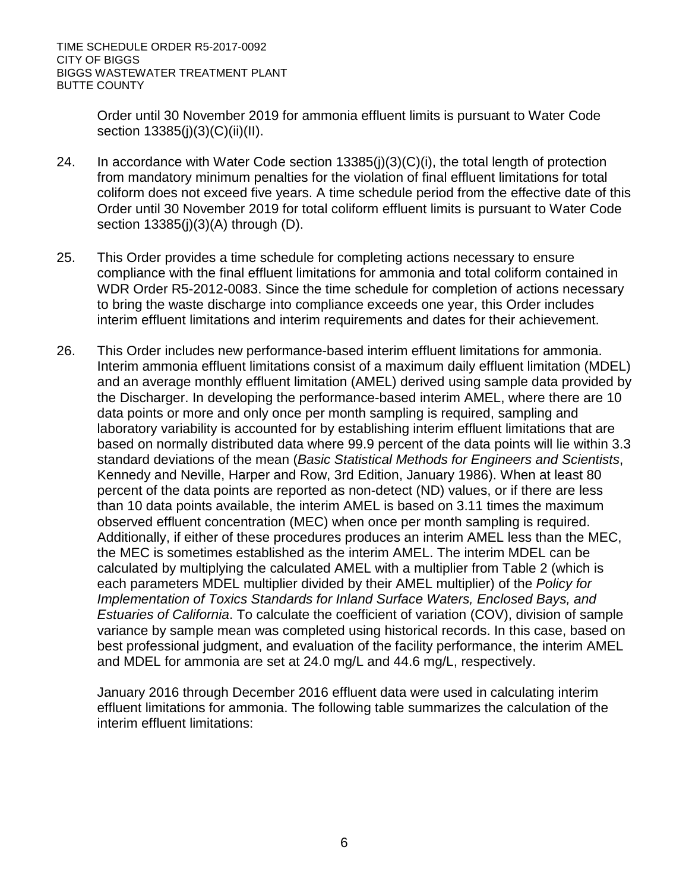Order until 30 November 2019 for ammonia effluent limits is pursuant to Water Code section 13385(j)(3)(C)(ii)(II).

24. In accordance with Water Code section 13385(j)(3)(C)(i), the total length of protection from mandatory minimum penalties for the violation of final effluent limitations for total coliform does not exceed five years. A time schedule period from the effective date of this Order until 30 November 2019 for total coliform effluent limits is pursuant to Water Code section 13385(j)(3)(A) through (D).

25. This Order provides a time schedule for completing actions necessary to ensure compliance with the final effluent limitations for ammonia and total coliform contained in WDR Order R5-2012-0083. Since the time schedule for completion of actions necessary to bring the waste discharge into compliance exceeds one year, this Order includes interim effluent limitations and interim requirements and dates for their achievement.

26. This Order includes new performance-based interim effluent limitations for ammonia. Interim ammonia effluent limitations consist of a maximum daily effluent limitation (MDEL) and an average monthly effluent limitation (AMEL) derived using sample data provided by the Discharger. In developing the performance-based interim AMEL, where there are 10 data points or more and only once per month sampling is required, sampling and laboratory variability is accounted for by establishing interim effluent limitations that are based on normally distributed data where 99.9 percent of the data points will lie within 3.3 standard deviations of the mean (*Basic Statistical Methods for Engineers and Scientists*, Kennedy and Neville, Harper and Row, 3rd Edition, January 1986). When at least 80 percent of the data points are reported as non-detect (ND) values, or if there are less than 10 data points available, the interim AMEL is based on 3.11 times the maximum observed effluent concentration (MEC) when once per month sampling is required. Additionally, if either of these procedures produces an interim AMEL less than the MEC, the MEC is sometimes established as the interim AMEL. The interim MDEL can be calculated by multiplying the calculated AMEL with a multiplier from Table 2 (which is each parameters MDEL multiplier divided by their AMEL multiplier) of the *Policy for Implementation of Toxics Standards for Inland Surface Waters, Enclosed Bays, and Estuaries of California*. To calculate the coefficient of variation (COV), division of sample variance by sample mean was completed using historical records. In this case, based on best professional judgment, and evaluation of the facility performance, the interim AMEL and MDEL for ammonia are set at 24.0 mg/L and 44.6 mg/L, respectively.

    January 2016 through December 2016 effluent data were used in calculating interim effluent limitations for ammonia. The following table summarizes the calculation of the interim effluent limitations: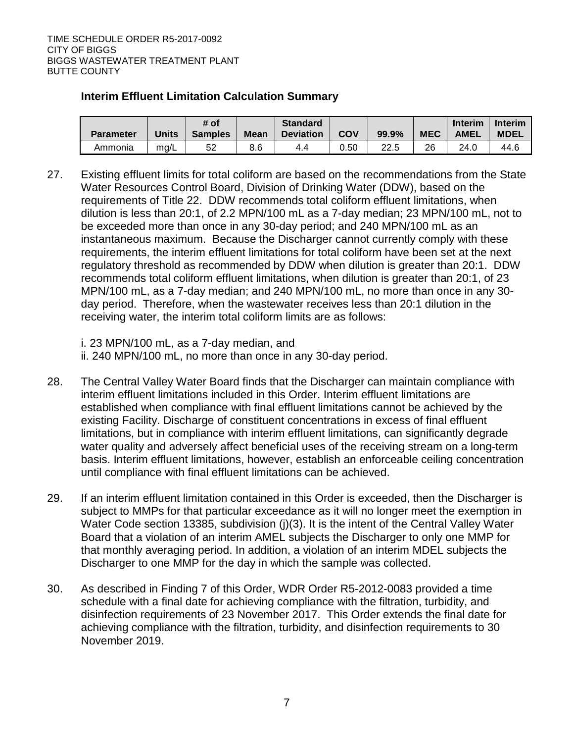**Interim Effluent Limitation Calculation Summary**

| Parameter | Units | # of Samples | Mean | Standard Deviation | COV | 99.9% | MEC | Interim AMEL | Interim MDEL |
|---|---|---|---|---|---|---|---|---|---|
| Ammonia | mg/L | 52 | 8.6 | 4.4 | 0.50 | 22.5 | 26 | 24.0 | 44.6 |

27. Existing effluent limits for total coliform are based on the recommendations from the State Water Resources Control Board, Division of Drinking Water (DDW), based on the requirements of Title 22. DDW recommends total coliform effluent limitations, when dilution is less than 20:1, of 2.2 MPN/100 mL as a 7-day median; 23 MPN/100 mL, not to be exceeded more than once in any 30-day period; and 240 MPN/100 mL as an instantaneous maximum. Because the Discharger cannot currently comply with these requirements, the interim effluent limitations for total coliform have been set at the next regulatory threshold as recommended by DDW when dilution is greater than 20:1. DDW recommends total coliform effluent limitations, when dilution is greater than 20:1, of 23 MPN/100 mL, as a 7-day median; and 240 MPN/100 mL, no more than once in any 30-day period. Therefore, when the wastewater receives less than 20:1 dilution in the receiving water, the interim total coliform limits are as follows:

   i. 23 MPN/100 mL, as a 7-day median, and
   ii. 240 MPN/100 mL, no more than once in any 30-day period.

28. The Central Valley Water Board finds that the Discharger can maintain compliance with interim effluent limitations included in this Order. Interim effluent limitations are established when compliance with final effluent limitations cannot be achieved by the existing Facility. Discharge of constituent concentrations in excess of final effluent limitations, but in compliance with interim effluent limitations, can significantly degrade water quality and adversely affect beneficial uses of the receiving stream on a long-term basis. Interim effluent limitations, however, establish an enforceable ceiling concentration until compliance with final effluent limitations can be achieved.

29. If an interim effluent limitation contained in this Order is exceeded, then the Discharger is subject to MMPs for that particular exceedance as it will no longer meet the exemption in Water Code section 13385, subdivision (j)(3). It is the intent of the Central Valley Water Board that a violation of an interim AMEL subjects the Discharger to only one MMP for that monthly averaging period. In addition, a violation of an interim MDEL subjects the Discharger to one MMP for the day in which the sample was collected.

30. As described in Finding 7 of this Order, WDR Order R5-2012-0083 provided a time schedule with a final date for achieving compliance with the filtration, turbidity, and disinfection requirements of 23 November 2017. This Order extends the final date for achieving compliance with the filtration, turbidity, and disinfection requirements to 30 November 2019.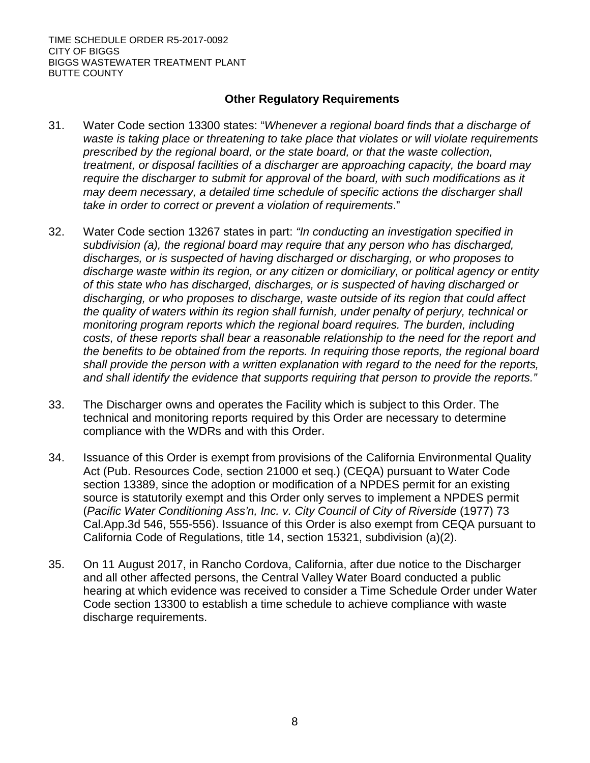## Other Regulatory Requirements

31. Water Code section 13300 states: "*Whenever a regional board finds that a discharge of waste is taking place or threatening to take place that violates or will violate requirements prescribed by the regional board, or the state board, or that the waste collection, treatment, or disposal facilities of a discharger are approaching capacity, the board may require the discharger to submit for approval of the board, with such modifications as it may deem necessary, a detailed time schedule of specific actions the discharger shall take in order to correct or prevent a violation of requirements*."

32. Water Code section 13267 states in part: *"In conducting an investigation specified in subdivision (a), the regional board may require that any person who has discharged, discharges, or is suspected of having discharged or discharging, or who proposes to discharge waste within its region, or any citizen or domiciliary, or political agency or entity of this state who has discharged, discharges, or is suspected of having discharged or discharging, or who proposes to discharge, waste outside of its region that could affect the quality of waters within its region shall furnish, under penalty of perjury, technical or monitoring program reports which the regional board requires. The burden, including costs, of these reports shall bear a reasonable relationship to the need for the report and the benefits to be obtained from the reports. In requiring those reports, the regional board shall provide the person with a written explanation with regard to the need for the reports, and shall identify the evidence that supports requiring that person to provide the reports."*

33. The Discharger owns and operates the Facility which is subject to this Order. The technical and monitoring reports required by this Order are necessary to determine compliance with the WDRs and with this Order.

34. Issuance of this Order is exempt from provisions of the California Environmental Quality Act (Pub. Resources Code, section 21000 et seq.) (CEQA) pursuant to Water Code section 13389, since the adoption or modification of a NPDES permit for an existing source is statutorily exempt and this Order only serves to implement a NPDES permit (*Pacific Water Conditioning Ass'n, Inc. v. City Council of City of Riverside* (1977) 73 Cal.App.3d 546, 555-556). Issuance of this Order is also exempt from CEQA pursuant to California Code of Regulations, title 14, section 15321, subdivision (a)(2).

35. On 11 August 2017, in Rancho Cordova, California, after due notice to the Discharger and all other affected persons, the Central Valley Water Board conducted a public hearing at which evidence was received to consider a Time Schedule Order under Water Code section 13300 to establish a time schedule to achieve compliance with waste discharge requirements.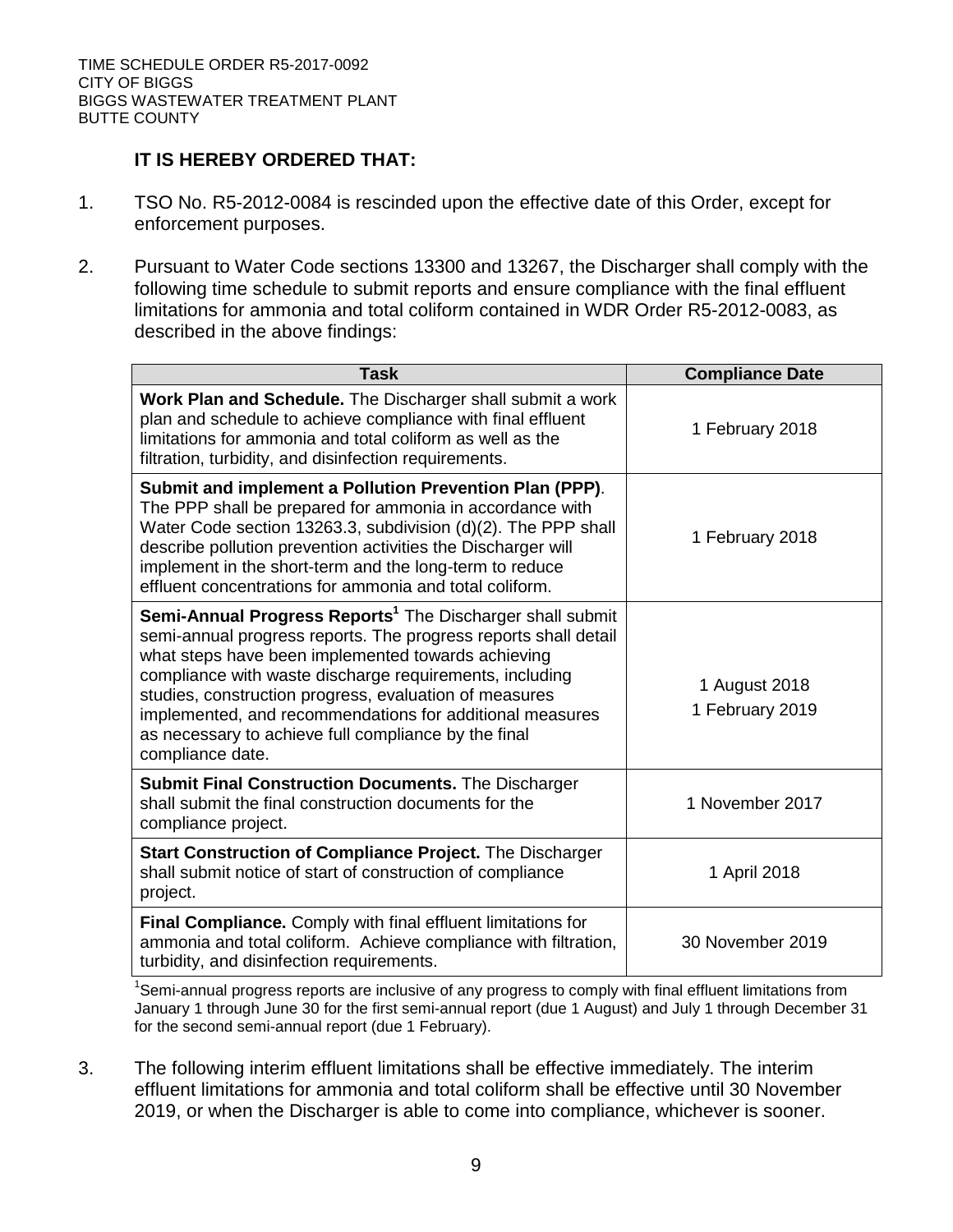**IT IS HEREBY ORDERED THAT:**

1. TSO No. R5-2012-0084 is rescinded upon the effective date of this Order, except for enforcement purposes.

2. Pursuant to Water Code sections 13300 and 13267, the Discharger shall comply with the following time schedule to submit reports and ensure compliance with the final effluent limitations for ammonia and total coliform contained in WDR Order R5-2012-0083, as described in the above findings:

| Task | Compliance Date |
|---|---|
| **Work Plan and Schedule.** The Discharger shall submit a work plan and schedule to achieve compliance with final effluent limitations for ammonia and total coliform as well as the filtration, turbidity, and disinfection requirements. | 1 February 2018 |
| **Submit and implement a Pollution Prevention Plan (PPP)**. The PPP shall be prepared for ammonia in accordance with Water Code section 13263.3, subdivision (d)(2). The PPP shall describe pollution prevention activities the Discharger will implement in the short-term and the long-term to reduce effluent concentrations for ammonia and total coliform. | 1 February 2018 |
| **Semi-Annual Progress Reports**[1] The Discharger shall submit semi-annual progress reports. The progress reports shall detail what steps have been implemented towards achieving compliance with waste discharge requirements, including studies, construction progress, evaluation of measures implemented, and recommendations for additional measures as necessary to achieve full compliance by the final compliance date. | 1 August 2018<br>1 February 2019 |
| **Submit Final Construction Documents.** The Discharger shall submit the final construction documents for the compliance project. | 1 November 2017 |
| **Start Construction of Compliance Project.** The Discharger shall submit notice of start of construction of compliance project. | 1 April 2018 |
| **Final Compliance.** Comply with final effluent limitations for ammonia and total coliform. Achieve compliance with filtration, turbidity, and disinfection requirements. | 30 November 2019 |

[1]Semi-annual progress reports are inclusive of any progress to comply with final effluent limitations from January 1 through June 30 for the first semi-annual report (due 1 August) and July 1 through December 31 for the second semi-annual report (due 1 February).

3. The following interim effluent limitations shall be effective immediately. The interim effluent limitations for ammonia and total coliform shall be effective until 30 November 2019, or when the Discharger is able to come into compliance, whichever is sooner.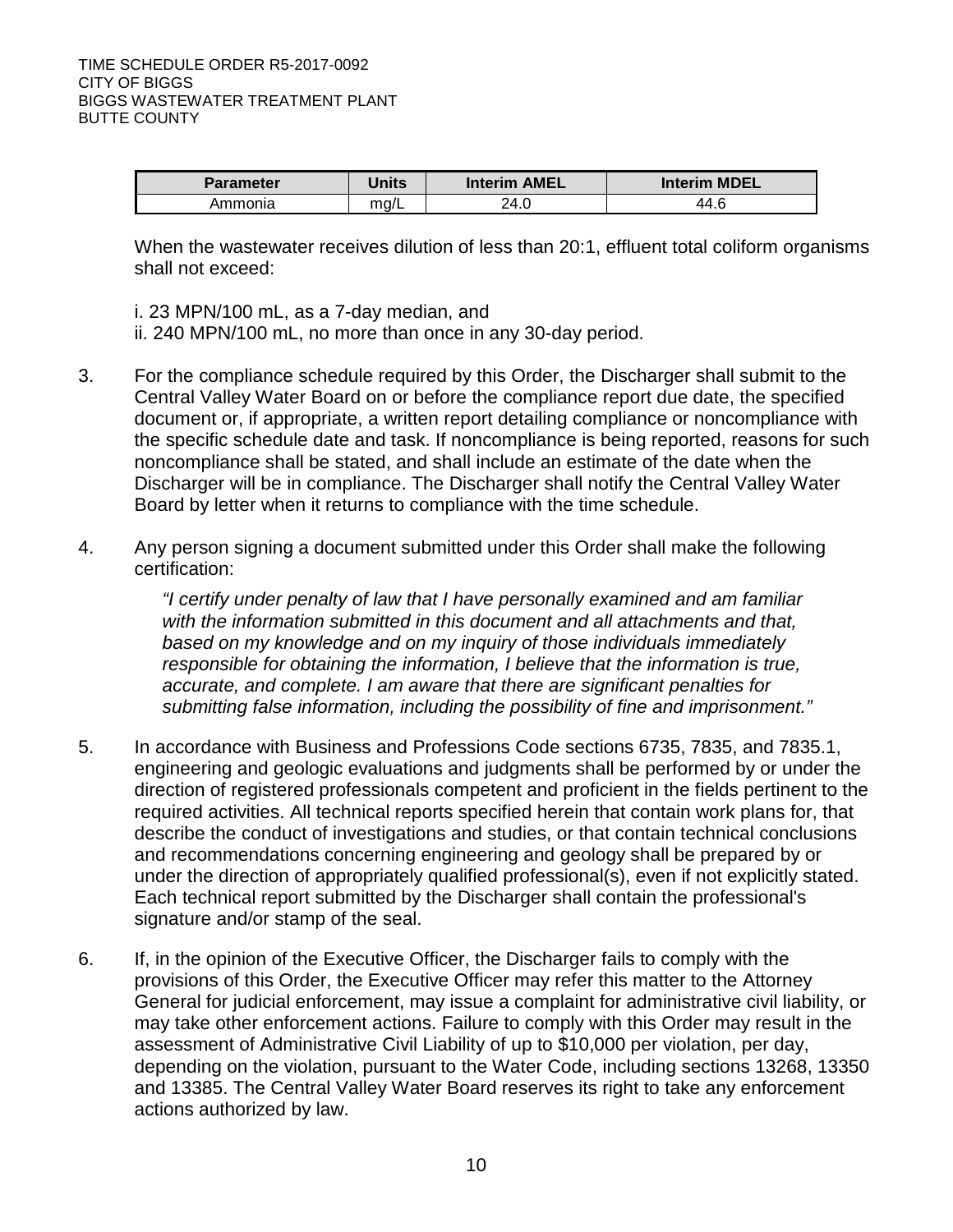| Parameter | Units | Interim AMEL | Interim MDEL |
|---|---|---|---|
| Ammonia | mg/L | 24.0 | 44.6 |

When the wastewater receives dilution of less than 20:1, effluent total coliform organisms shall not exceed:

i. 23 MPN/100 mL, as a 7-day median, and
ii. 240 MPN/100 mL, no more than once in any 30-day period.

3. For the compliance schedule required by this Order, the Discharger shall submit to the Central Valley Water Board on or before the compliance report due date, the specified document or, if appropriate, a written report detailing compliance or noncompliance with the specific schedule date and task. If noncompliance is being reported, reasons for such noncompliance shall be stated, and shall include an estimate of the date when the Discharger will be in compliance. The Discharger shall notify the Central Valley Water Board by letter when it returns to compliance with the time schedule.

4. Any person signing a document submitted under this Order shall make the following certification:

   *"I certify under penalty of law that I have personally examined and am familiar with the information submitted in this document and all attachments and that, based on my knowledge and on my inquiry of those individuals immediately responsible for obtaining the information, I believe that the information is true, accurate, and complete. I am aware that there are significant penalties for submitting false information, including the possibility of fine and imprisonment."*

5. In accordance with Business and Professions Code sections 6735, 7835, and 7835.1, engineering and geologic evaluations and judgments shall be performed by or under the direction of registered professionals competent and proficient in the fields pertinent to the required activities. All technical reports specified herein that contain work plans for, that describe the conduct of investigations and studies, or that contain technical conclusions and recommendations concerning engineering and geology shall be prepared by or under the direction of appropriately qualified professional(s), even if not explicitly stated. Each technical report submitted by the Discharger shall contain the professional's signature and/or stamp of the seal.

6. If, in the opinion of the Executive Officer, the Discharger fails to comply with the provisions of this Order, the Executive Officer may refer this matter to the Attorney General for judicial enforcement, may issue a complaint for administrative civil liability, or may take other enforcement actions. Failure to comply with this Order may result in the assessment of Administrative Civil Liability of up to $10,000 per violation, per day, depending on the violation, pursuant to the Water Code, including sections 13268, 13350 and 13385. The Central Valley Water Board reserves its right to take any enforcement actions authorized by law.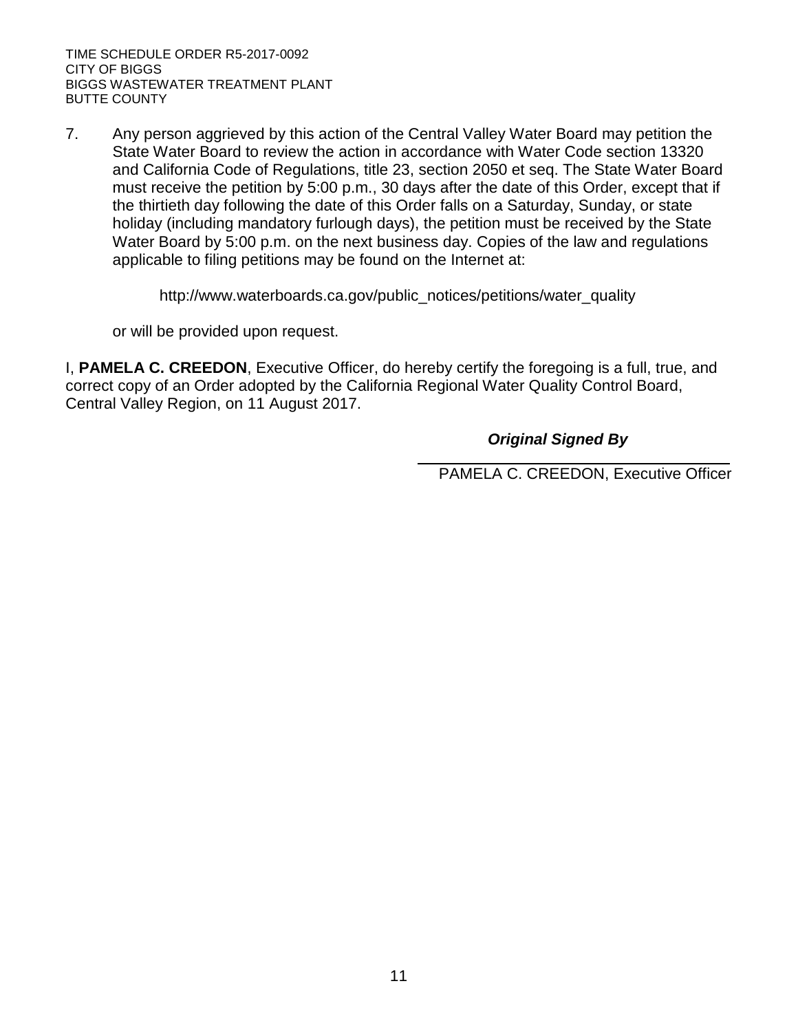7. Any person aggrieved by this action of the Central Valley Water Board may petition the State Water Board to review the action in accordance with Water Code section 13320 and California Code of Regulations, title 23, section 2050 et seq. The State Water Board must receive the petition by 5:00 p.m., 30 days after the date of this Order, except that if the thirtieth day following the date of this Order falls on a Saturday, Sunday, or state holiday (including mandatory furlough days), the petition must be received by the State Water Board by 5:00 p.m. on the next business day. Copies of the law and regulations applicable to filing petitions may be found on the Internet at:

   http://www.waterboards.ca.gov/public_notices/petitions/water_quality

   or will be provided upon request.

I, **PAMELA C. CREEDON**, Executive Officer, do hereby certify the foregoing is a full, true, and correct copy of an Order adopted by the California Regional Water Quality Control Board, Central Valley Region, on 11 August 2017.

***Original Signed By***

PAMELA C. CREEDON, Executive Officer